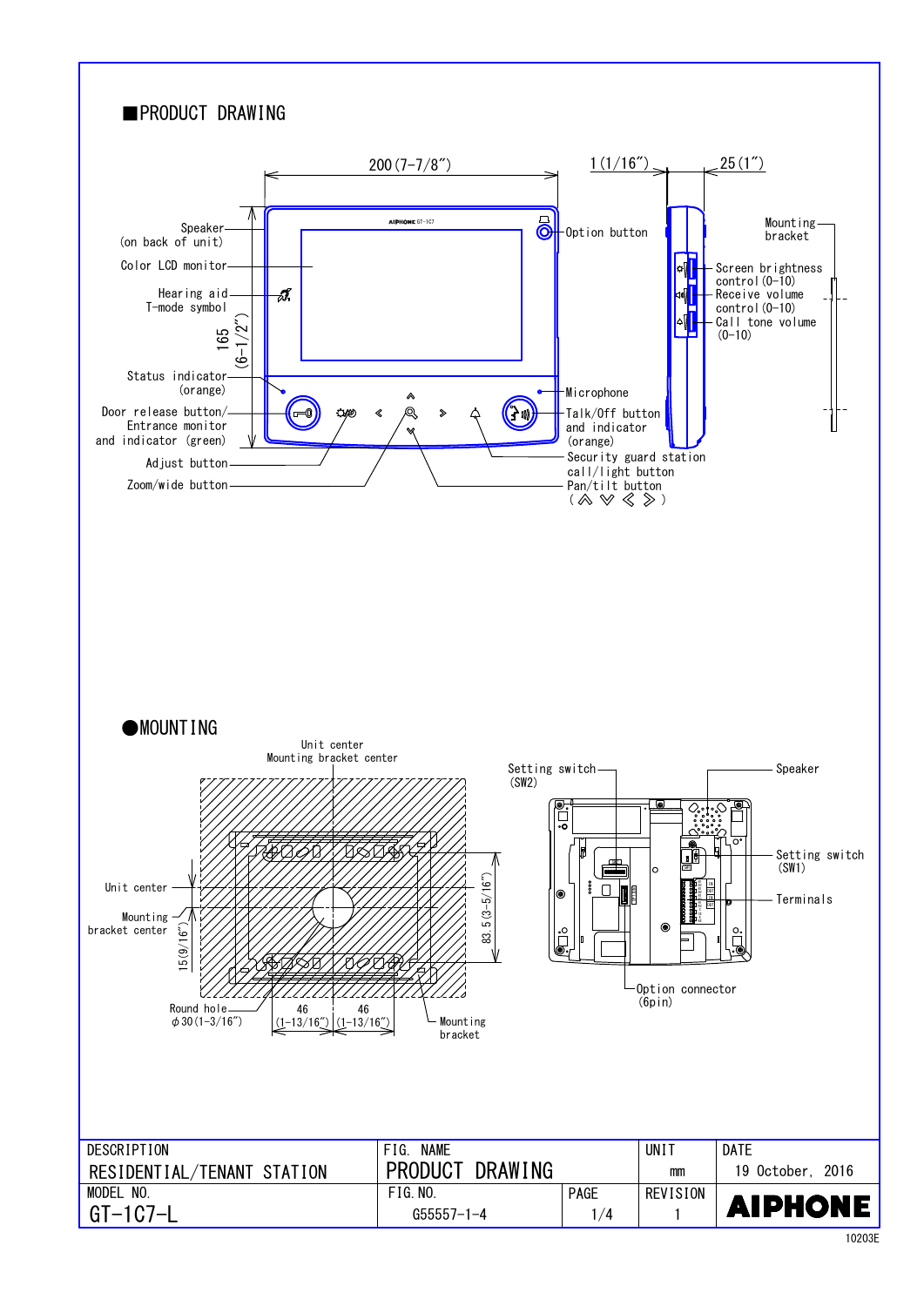## ■PRODUCT DRAWING

200 (7-7/8″)

1 (1/16″)

25 (1″)

165 (6-1/2″)

- Speaker (on back of unit)
- Color LCD monitor
- Hearing aid T-mode symbol
- Status indicator (orange)
- Door release button/ Entrance monitor and indicator (green)
- Adjust button
- Zoom/wide button
- Option button
- Microphone
- Talk/Off button and indicator (orange)
- Security guard station call/light button
- Pan/tilt button ( ︽ ︾ 《 》 )
- Mounting bracket
- Screen brightness control (0-10)
- Receive volume control (0-10)
- Call tone volume (0-10)

## ●MOUNTING

- Unit center
- Mounting bracket center
- Unit center
- Mounting bracket center
- 15 (9/16″)
- 83.5 (3-5/16″)
- Round hole φ30 (1-3/16″)
- 46 (1-13/16″)
- 46 (1-13/16″)
- Mounting bracket
- Setting switch (SW2)
- Speaker
- Setting switch (SW1)
- Terminals
- Option connector (6pin)

| DESCRIPTION | FIG. NAME | | UNIT | DATE |
|---|---|---|---|---|
| RESIDENTIAL/TENANT STATION | PRODUCT DRAWING | | mm | 19 October, 2016 |
| MODEL NO. | FIG. NO. | PAGE | REVISION | AIPHONE |
| GT-1C7-L | G55557-1-4 | 1/4 | 1 | |

10203E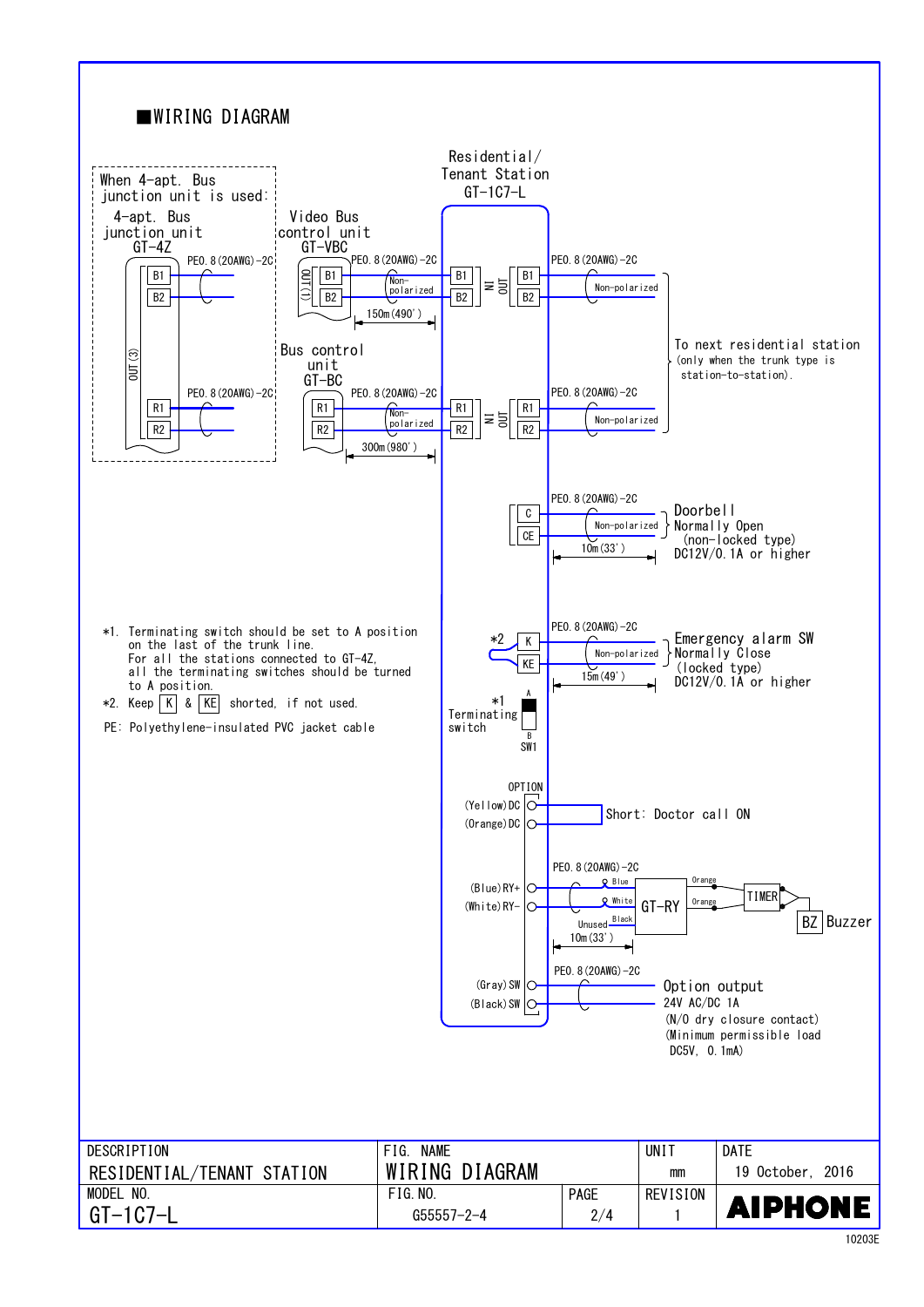## ■WIRING DIAGRAM

When 4-apt. Bus junction unit is used:

4-apt. Bus junction unit
GT-4Z

B1
B2
OUT(3)
R1
R2

PE0.8(20AWG)-2C

PE0.8(20AWG)-2C

Video Bus control unit
GT-VBC

OUT(1)
B1
B2

PE0.8(20AWG)-2C
Non-polarized
150m(490')

Bus control unit
GT-BC

R1
R2

PE0.8(20AWG)-2C
Non-polarized
300m(980')

Residential/Tenant Station
GT-1C7-L

B1 B2 IN OUT B1 B2

PE0.8(20AWG)-2C
Non-polarized

R1 R2 IN OUT R1 R2

PE0.8(20AWG)-2C
Non-polarized

To next residential station (only when the trunk type is station-to-station).

C
CE

PE0.8(20AWG)-2C
Non-polarized
10m(33')

Doorbell
Normally Open
(non-locked type)
DC12V/0.1A or higher

*2
K
KE

PE0.8(20AWG)-2C
Non-polarized
15m(49')

Emergency alarm SW
Normally Close
(locked type)
DC12V/0.1A or higher

*1
Terminating switch
A
B
SW1

*1. Terminating switch should be set to A position on the last of the trunk line.
For all the stations connected to GT-4Z, all the terminating switches should be turned to A position.

*2. Keep K & KE shorted, if not used.

PE: Polyethylene-insulated PVC jacket cable

OPTION

(Yellow) DC
(Orange) DC

Short: Doctor call ON

PE0.8(20AWG)-2C

(Blue) RY+
(White) RY−

Blue
White
Black
Unused
GT-RY
Orange
Orange
TIMER
BZ Buzzer

10m(33')

PE0.8(20AWG)-2C

(Gray) SW
(Black) SW

Option output
24V AC/DC 1A
(N/O dry closure contact)
(Minimum permissible load DC5V, 0.1mA)

| DESCRIPTION | FIG. NAME | | UNIT | DATE |
|---|---|---|---|---|
| RESIDENTIAL/TENANT STATION | WIRING DIAGRAM | | mm | 19 October, 2016 |
| MODEL NO. | FIG.NO. | PAGE | REVISION | |
| GT-1C7-L | G55557-2-4 | 2/4 | 1 | AIPHONE |

10203E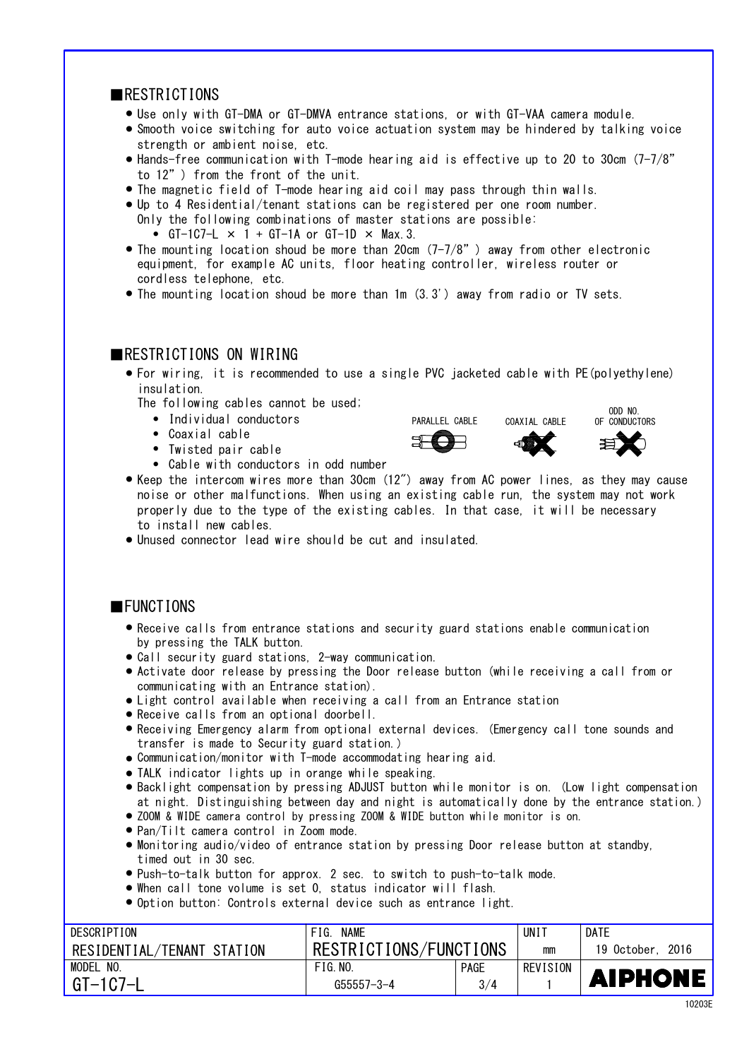## RESTRICTIONS

- Use only with GT-DMA or GT-DMVA entrance stations, or with GT-VAA camera module.
- Smooth voice switching for auto voice actuation system may be hindered by talking voice strength or ambient noise, etc.
- Hands-free communication with T-mode hearing aid is effective up to 20 to 30cm (7-7/8" to 12") from the front of the unit.
- The magnetic field of T-mode hearing aid coil may pass through thin walls.
- Up to 4 Residential/tenant stations can be registered per one room number. Only the following combinations of master stations are possible:
  - GT-1C7-L × 1 + GT-1A or GT-1D × Max.3.
- The mounting location shoud be more than 20cm (7-7/8") away from other electronic equipment, for example AC units, floor heating controller, wireless router or cordless telephone, etc.
- The mounting location shoud be more than 1m (3.3') away from radio or TV sets.

## RESTRICTIONS ON WIRING

- For wiring, it is recommended to use a single PVC jacketed cable with PE(polyethylene) insulation.
  The following cables cannot be used;
  - Individual conductors
  - Coaxial cable
  - Twisted pair cable
  - Cable with conductors in odd number

PARALLEL CABLE    COAXIAL CABLE    ODD NO. OF CONDUCTORS

- Keep the intercom wires more than 30cm (12") away from AC power lines, as they may cause noise or other malfunctions. When using an existing cable run, the system may not work properly due to the type of the existing cables. In that case, it will be necessary to install new cables.
- Unused connector lead wire should be cut and insulated.

## FUNCTIONS

- Receive calls from entrance stations and security guard stations enable communication by pressing the TALK button.
- Call security guard stations, 2-way communication.
- Activate door release by pressing the Door release button (while receiving a call from or communicating with an Entrance station).
- Light control available when receiving a call from an Entrance station
- Receive calls from an optional doorbell.
- Receiving Emergency alarm from optional external devices. (Emergency call tone sounds and transfer is made to Security guard station.)
- Communication/monitor with T-mode accommodating hearing aid.
- TALK indicator lights up in orange while speaking.
- Backlight compensation by pressing ADJUST button while monitor is on. (Low light compensation at night. Distinguishing between day and night is automatically done by the entrance station.)
- ZOOM & WIDE camera control by pressing ZOOM & WIDE button while monitor is on.
- Pan/Tilt camera control in Zoom mode.
- Monitoring audio/video of entrance station by pressing Door release button at standby, timed out in 30 sec.
- Push-to-talk button for approx. 2 sec. to switch to push-to-talk mode.
- When call tone volume is set 0, status indicator will flash.
- Option button: Controls external device such as entrance light.

| DESCRIPTION | FIG. NAME | | UNIT | DATE |
|---|---|---|---|---|
| RESIDENTIAL/TENANT STATION | RESTRICTIONS/FUNCTIONS | | mm | 19 October, 2016 |
| MODEL NO. | FIG.NO. | PAGE | REVISION | AIPHONE |
| GT-1C7-L | G55557-3-4 | 3/4 | 1 | |

10203E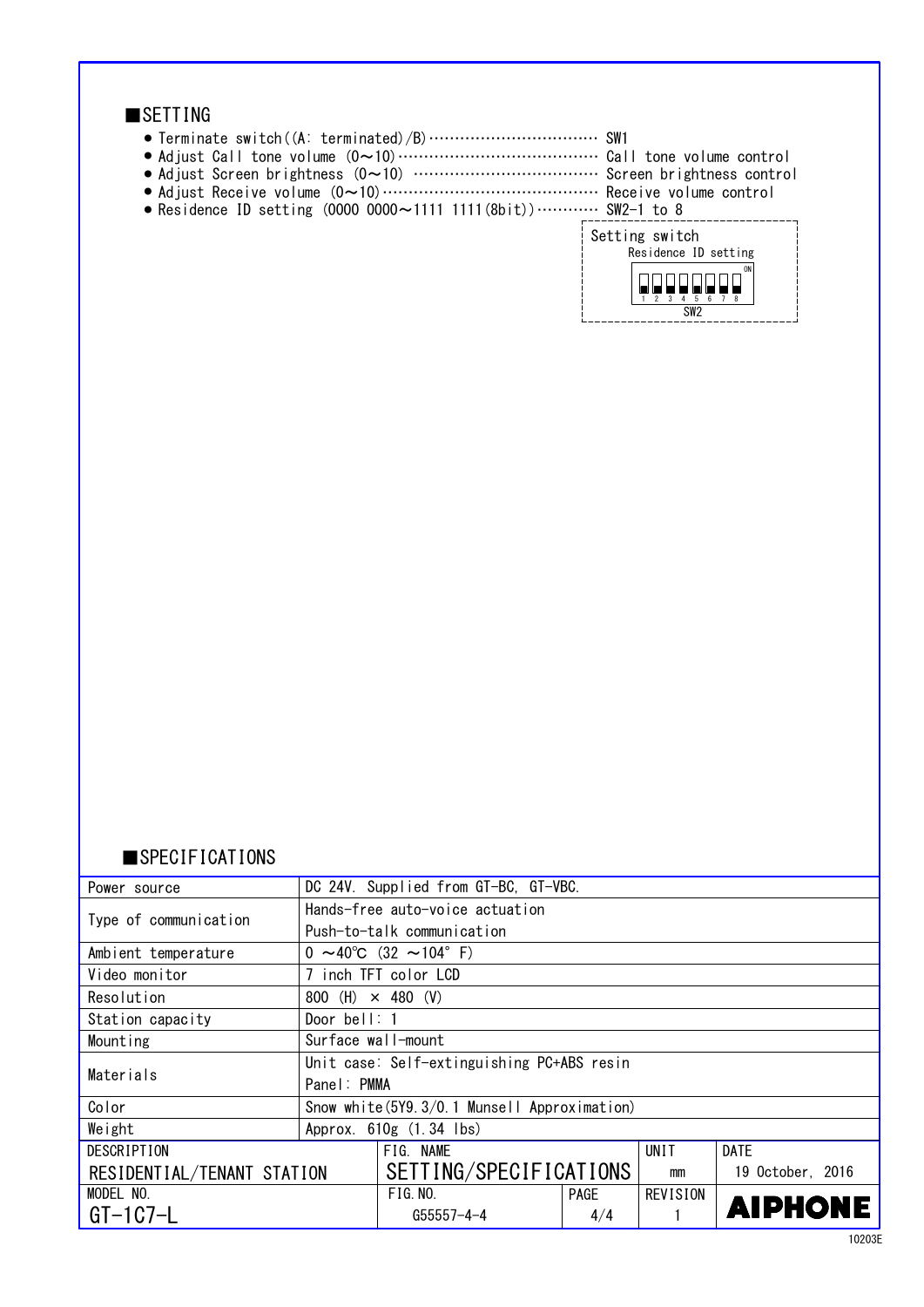## ■SETTING

- Terminate switch((A: terminated)/B) ································ SW1
- Adjust Call tone volume (0~10) ······································ Call tone volume control
- Adjust Screen brightness (0~10) ·································· Screen brightness control
- Adjust Receive volume (0~10) ········································ Receive volume control
- Residence ID setting (0000 0000~1111 1111(8bit)) ············ SW2-1 to 8

Setting switch
Residence ID setting
ON
1 2 3 4 5 6 7 8
SW2

## ■SPECIFICATIONS

| | |
|---|---|
| Power source | DC 24V. Supplied from GT-BC, GT-VBC. |
| Type of communication | Hands-free auto-voice actuation<br>Push-to-talk communication |
| Ambient temperature | 0 ~40℃ (32 ~104° F) |
| Video monitor | 7 inch TFT color LCD |
| Resolution | 800 (H) × 480 (V) |
| Station capacity | Door bell: 1 |
| Mounting | Surface wall-mount |
| Materials | Unit case: Self-extinguishing PC+ABS resin<br>Panel: PMMA |
| Color | Snow white(5Y9.3/0.1 Munsell Approximation) |
| Weight | Approx. 610g (1.34 lbs) |

| DESCRIPTION | FIG. NAME | | UNIT | DATE |
|---|---|---|---|---|
| RESIDENTIAL/TENANT STATION | SETTING/SPECIFICATIONS | | mm | 19 October, 2016 |
| MODEL NO. | FIG.NO. | PAGE | REVISION | |
| GT-1C7-L | G55557-4-4 | 4/4 | 1 | AIPHONE |

10203E